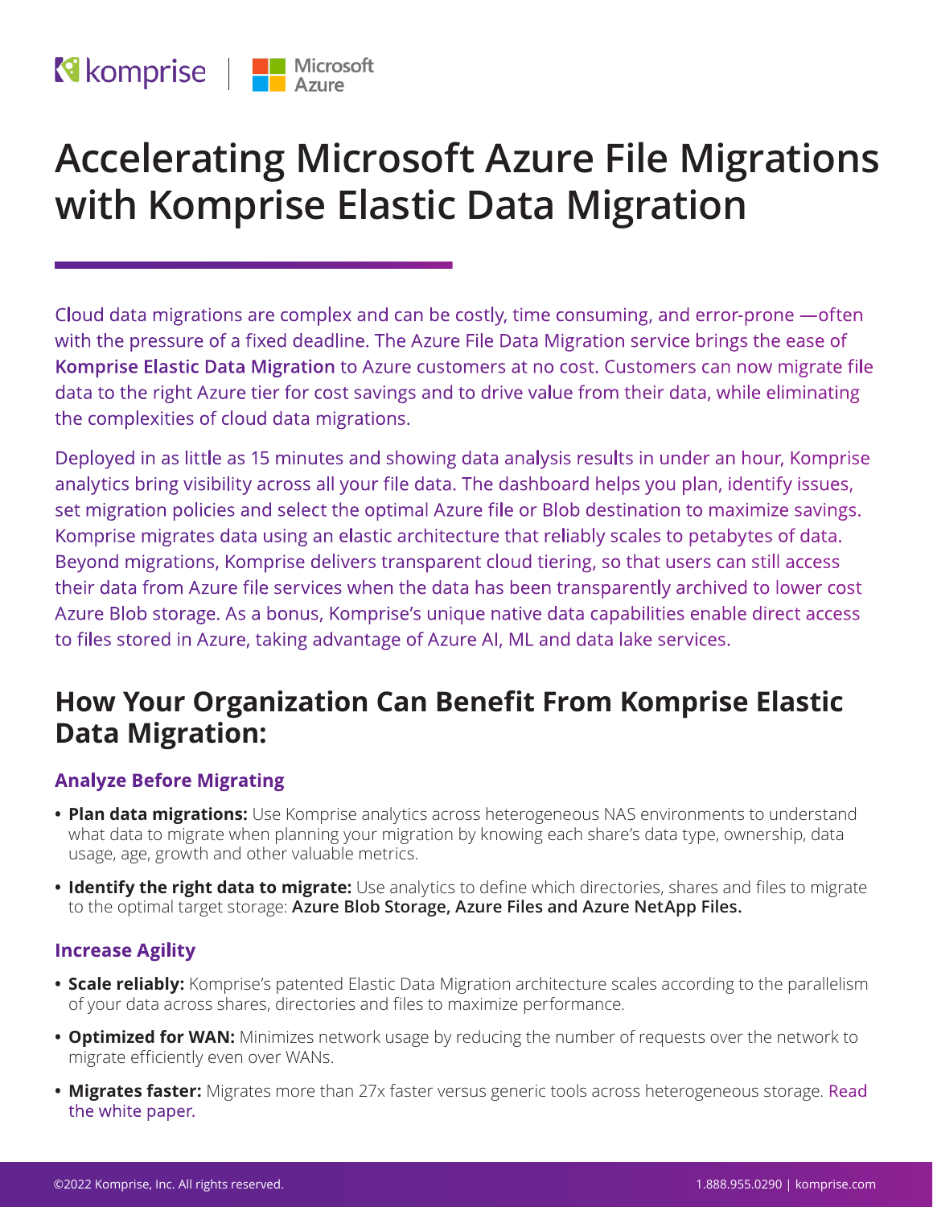# Accelerating Microsoft Azure File Migrations with Komprise Elastic Data Migration

Cloud data migrations are complex and can be costly, time consuming, and error-prone —often with the pressure of a fixed deadline. The Azure File Data Migration service brings the ease of **Komprise Elastic Data Migration** to Azure customers at no cost. Customers can now migrate file data to the right Azure tier for cost savings and to drive value from their data, while eliminating the complexities of cloud data migrations.

Deployed in as little as 15 minutes and showing data analysis results in under an hour, Komprise analytics bring visibility across all your file data. The dashboard helps you plan, identify issues, set migration policies and select the optimal Azure file or Blob destination to maximize savings. Komprise migrates data using an elastic architecture that reliably scales to petabytes of data. Beyond migrations, Komprise delivers transparent cloud tiering, so that users can still access their data from Azure file services when the data has been transparently archived to lower cost Azure Blob storage. As a bonus, Komprise's unique native data capabilities enable direct access to files stored in Azure, taking advantage of Azure AI, ML and data lake services.

## How Your Organization Can Benefit From Komprise Elastic Data Migration:

### Analyze Before Migrating

- **Plan data migrations:** Use Komprise analytics across heterogeneous NAS environments to understand what data to migrate when planning your migration by knowing each share's data type, ownership, data usage, age, growth and other valuable metrics.
- **Identify the right data to migrate:** Use analytics to define which directories, shares and files to migrate to the optimal target storage: **Azure Blob Storage, Azure Files and Azure NetApp Files.**

### Increase Agility

- **Scale reliably:** Komprise's patented Elastic Data Migration architecture scales according to the parallelism of your data across shares, directories and files to maximize performance.
- **Optimized for WAN:** Minimizes network usage by reducing the number of requests over the network to migrate efficiently even over WANs.
- **Migrates faster:** Migrates more than 27x faster versus generic tools across heterogeneous storage. Read the white paper.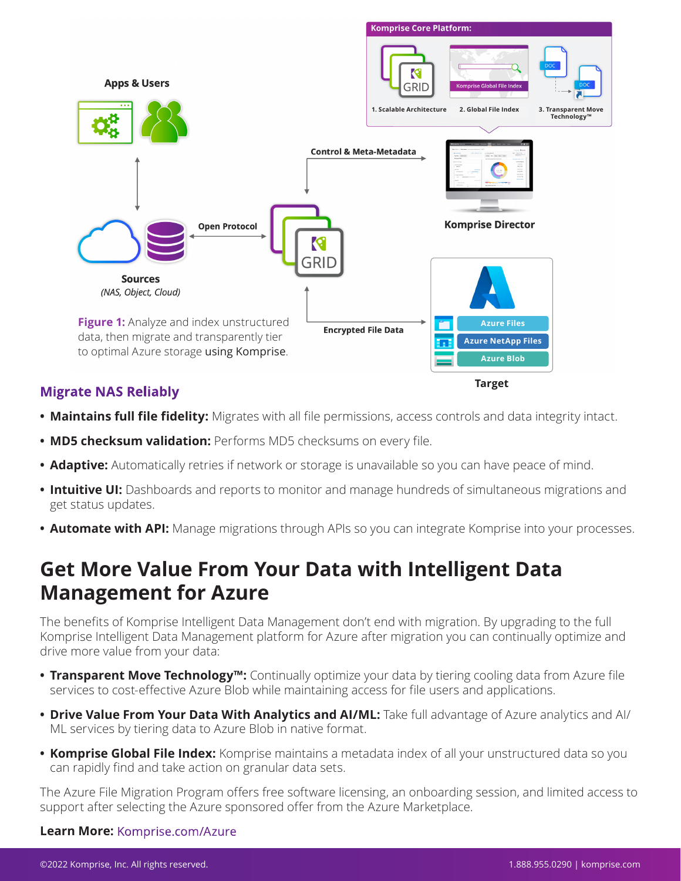Komprise Core Platform:

1. Scalable Architecture

2. Global File Index

3. Transparent Move Technology™

Apps & Users

Control & Meta-Metadata

Komprise Director

Open Protocol

Sources
*(NAS, Object, Cloud)*

Encrypted File Data

Azure Files

Azure NetApp Files

Azure Blob

Target

**Figure 1:** Analyze and index unstructured data, then migrate and transparently tier to optimal Azure storage using Komprise.

## Migrate NAS Reliably

- **Maintains full file fidelity:** Migrates with all file permissions, access controls and data integrity intact.
- **MD5 checksum validation:** Performs MD5 checksums on every file.
- **Adaptive:** Automatically retries if network or storage is unavailable so you can have peace of mind.
- **Intuitive UI:** Dashboards and reports to monitor and manage hundreds of simultaneous migrations and get status updates.
- **Automate with API:** Manage migrations through APIs so you can integrate Komprise into your processes.

# Get More Value From Your Data with Intelligent Data Management for Azure

The benefits of Komprise Intelligent Data Management don't end with migration. By upgrading to the full Komprise Intelligent Data Management platform for Azure after migration you can continually optimize and drive more value from your data:

- **Transparent Move Technology™:** Continually optimize your data by tiering cooling data from Azure file services to cost-effective Azure Blob while maintaining access for file users and applications.
- **Drive Value From Your Data With Analytics and AI/ML:** Take full advantage of Azure analytics and AI/ML services by tiering data to Azure Blob in native format.
- **Komprise Global File Index:** Komprise maintains a metadata index of all your unstructured data so you can rapidly find and take action on granular data sets.

The Azure File Migration Program offers free software licensing, an onboarding session, and limited access to support after selecting the Azure sponsored offer from the Azure Marketplace.

**Learn More:** Komprise.com/Azure

©2022 Komprise, Inc. All rights reserved. 1.888.955.0290 | komprise.com